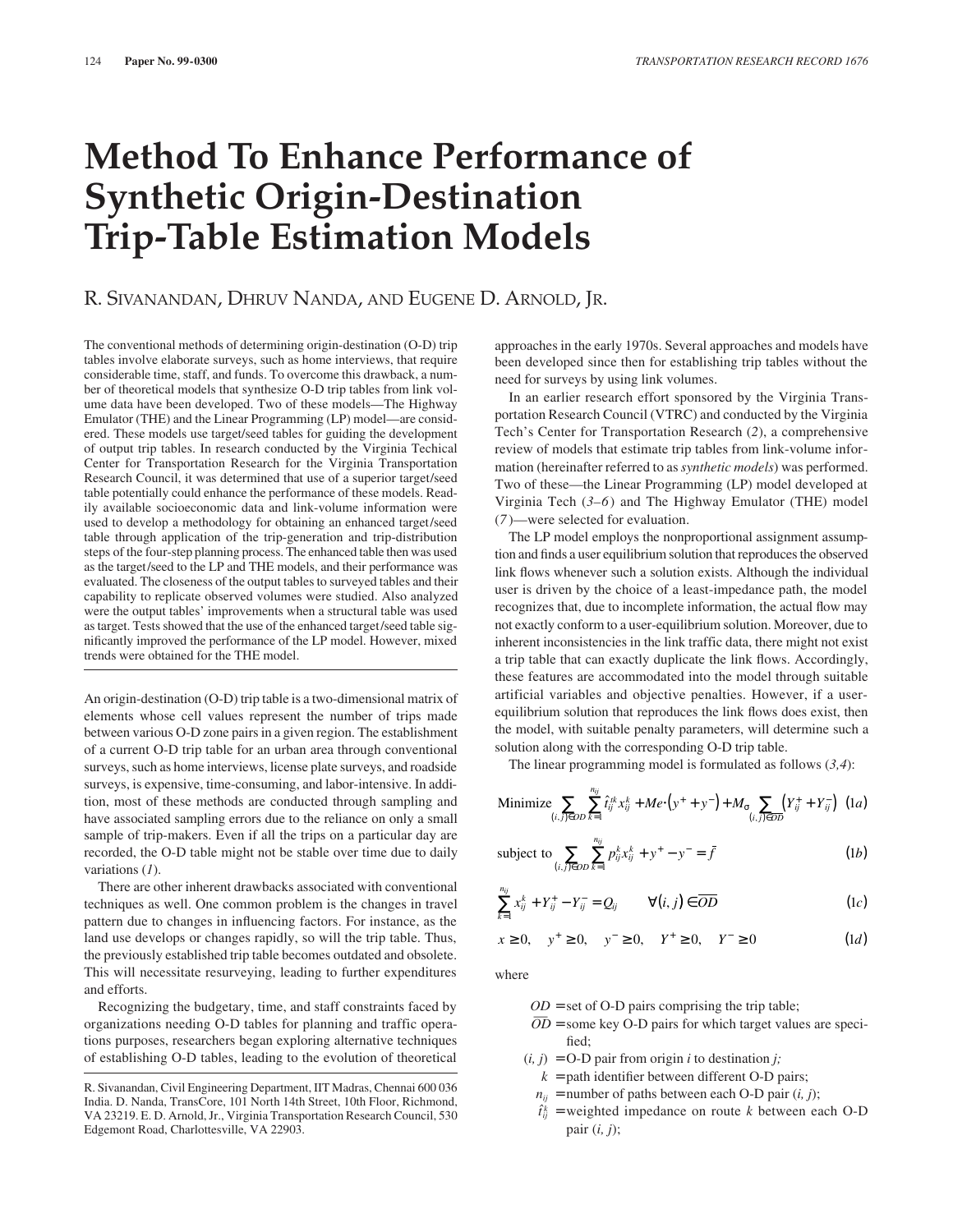# Method To Enhance Performance of Synthetic Origin-Destination Trip-Table Estimation Models

R. Sivanandan, Dhruv Nanda, and Eugene D. Arnold, Jr.

The conventional methods of determining origin-destination (O-D) trip tables involve elaborate surveys, such as home interviews, that require considerable time, staff, and funds. To overcome this drawback, a number of theoretical models that synthesize O-D trip tables from link volume data have been developed. Two of these models—The Highway Emulator (THE) and the Linear Programming (LP) model—are considered. These models use target/seed tables for guiding the development of output trip tables. In research conducted by the Virginia Techical Center for Transportation Research for the Virginia Transportation Research Council, it was determined that use of a superior target/seed table potentially could enhance the performance of these models. Readily available socioeconomic data and link-volume information were used to develop a methodology for obtaining an enhanced target/seed table through application of the trip-generation and trip-distribution steps of the four-step planning process. The enhanced table then was used as the target/seed to the LP and THE models, and their performance was evaluated. The closeness of the output tables to surveyed tables and their capability to replicate observed volumes were studied. Also analyzed were the output tables' improvements when a structural table was used as target. Tests showed that the use of the enhanced target/seed table significantly improved the performance of the LP model. However, mixed trends were obtained for the THE model.

An origin-destination (O-D) trip table is a two-dimensional matrix of elements whose cell values represent the number of trips made between various O-D zone pairs in a given region. The establishment of a current O-D trip table for an urban area through conventional surveys, such as home interviews, license plate surveys, and roadside surveys, is expensive, time-consuming, and labor-intensive. In addition, most of these methods are conducted through sampling and have associated sampling errors due to the reliance on only a small sample of trip-makers. Even if all the trips on a particular day are recorded, the O-D table might not be stable over time due to daily variations (*1*).

There are other inherent drawbacks associated with conventional techniques as well. One common problem is the changes in travel pattern due to changes in influencing factors. For instance, as the land use develops or changes rapidly, so will the trip table. Thus, the previously established trip table becomes outdated and obsolete. This will necessitate resurveying, leading to further expenditures and efforts.

Recognizing the budgetary, time, and staff constraints faced by organizations needing O-D tables for planning and traffic operations purposes, researchers began exploring alternative techniques of establishing O-D tables, leading to the evolution of theoretical approaches in the early 1970s. Several approaches and models have been developed since then for establishing trip tables without the need for surveys by using link volumes.

In an earlier research effort sponsored by the Virginia Transportation Research Council (VTRC) and conducted by the Virginia Tech's Center for Transportation Research (*2*), a comprehensive review of models that estimate trip tables from link-volume information (hereinafter referred to as *synthetic models*) was performed. Two of these—the Linear Programming (LP) model developed at Virginia Tech (*3–6*) and The Highway Emulator (THE) model (*7*)—were selected for evaluation.

The LP model employs the nonproportional assignment assumption and finds a user equilibrium solution that reproduces the observed link flows whenever such a solution exists. Although the individual user is driven by the choice of a least-impedance path, the model recognizes that, due to incomplete information, the actual flow may not exactly conform to a user-equilibrium solution. Moreover, due to inherent inconsistencies in the link traffic data, there might not exist a trip table that can exactly duplicate the link flows. Accordingly, these features are accommodated into the model through suitable artificial variables and objective penalties. However, if a user-equilibrium solution that reproduces the link flows does exist, then the model, with suitable penalty parameters, will determine such a solution along with the corresponding O-D trip table.

The linear programming model is formulated as follows (*3,4*):

$$\text{Minimize} \sum_{(i,j)\in OD} \sum_{k=1}^{n_{ij}} \hat{t}_{ij}^{\prime k} x_{ij}^{k} + Me\cdot\left(y^{+}+y^{-}\right) + M_{\sigma} \sum_{(i,j)\in \overline{OD}} \left(Y_{ij}^{+}+Y_{ij}^{-}\right) \quad (1a)$$

$$\text{subject to} \sum_{(i,j)\in OD} \sum_{k=1}^{n_{ij}} p_{ij}^{k} x_{ij}^{k} + y^{+} - y^{-} = \bar{f} \quad (1b)$$

$$\sum_{k=1}^{n_{ij}} x_{ij}^{k} + Y_{ij}^{+} - Y_{ij}^{-} = Q_{ij} \qquad \forall (i,j)\in \overline{OD} \quad (1c)$$

$$x \geq 0, \quad y^{+} \geq 0, \quad y^{-} \geq 0, \quad Y^{+} \geq 0, \quad Y^{-} \geq 0 \quad (1d)$$

where

- $OD$ = set of O-D pairs comprising the trip table;
- $\overline{OD}$ = some key O-D pairs for which target values are specified;
- $(i, j)$ = O-D pair from origin $i$ to destination $j$;
- $k$ = path identifier between different O-D pairs;
- $n_{ij}$ = number of paths between each O-D pair $(i, j)$;
- $\hat{t}_{ij}^{k}$ = weighted impedance on route $k$ between each O-D pair $(i, j)$;

R. Sivanandan, Civil Engineering Department, IIT Madras, Chennai 600 036 India. D. Nanda, TransCore, 101 North 14th Street, 10th Floor, Richmond, VA 23219. E. D. Arnold, Jr., Virginia Transportation Research Council, 530 Edgemont Road, Charlottesville, VA 22903.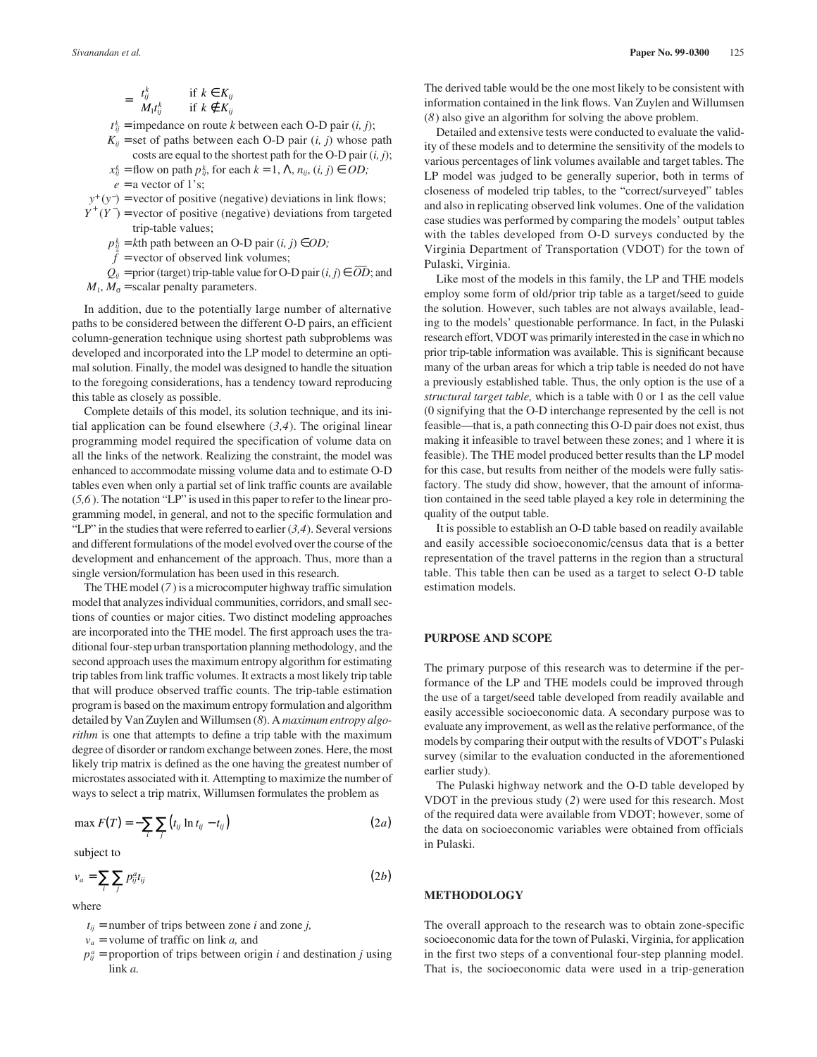$$= \begin{cases} t_{ij}^k & \text{if } k \in K_{ij} \\ M_1 t_{ij}^k & \text{if } k \notin K_{ij} \end{cases}$$

$t_{ij}^k$ = impedance on route $k$ between each O-D pair $(i, j)$;
$K_{ij}$ = set of paths between each O-D pair $(i, j)$ whose path costs are equal to the shortest path for the O-D pair $(i, j)$;
$x_{ij}^k$ = flow on path $p_{ij}^k$, for each $k = 1, \Lambda, n_{ij}, (i, j) \in OD;$
$e$ = a vector of 1's;
$y^+(y^-)$ = vector of positive (negative) deviations in link flows;
$Y^+(Y^-)$ = vector of positive (negative) deviations from targeted trip-table values;
$p_{ij}^k$ = $k$th path between an O-D pair $(i, j) \in OD;$
$\hat{f}$ = vector of observed link volumes;
$Q_{ij}$ = prior (target) trip-table value for O-D pair $(i, j) \in \overline{OD}$; and
$M_1, M_\sigma$ = scalar penalty parameters.

In addition, due to the potentially large number of alternative paths to be considered between the different O-D pairs, an efficient column-generation technique using shortest path subproblems was developed and incorporated into the LP model to determine an optimal solution. Finally, the model was designed to handle the situation to the foregoing considerations, has a tendency toward reproducing this table as closely as possible.

Complete details of this model, its solution technique, and its initial application can be found elsewhere (*3,4*). The original linear programming model required the specification of volume data on all the links of the network. Realizing the constraint, the model was enhanced to accommodate missing volume data and to estimate O-D tables even when only a partial set of link traffic counts are available (*5,6*). The notation "LP" is used in this paper to refer to the linear programming model, in general, and not to the specific formulation and "LP" in the studies that were referred to earlier (*3,4*). Several versions and different formulations of the model evolved over the course of the development and enhancement of the approach. Thus, more than a single version/formulation has been used in this research.

The THE model (*7*) is a microcomputer highway traffic simulation model that analyzes individual communities, corridors, and small sections of counties or major cities. Two distinct modeling approaches are incorporated into the THE model. The first approach uses the traditional four-step urban transportation planning methodology, and the second approach uses the maximum entropy algorithm for estimating trip tables from link traffic volumes. It extracts a most likely trip table that will produce observed traffic counts. The trip-table estimation program is based on the maximum entropy formulation and algorithm detailed by Van Zuylen and Willumsen (*8*). A *maximum entropy algorithm* is one that attempts to define a trip table with the maximum degree of disorder or random exchange between zones. Here, the most likely trip matrix is defined as the one having the greatest number of microstates associated with it. Attempting to maximize the number of ways to select a trip matrix, Willumsen formulates the problem as

$$\max F(T) = -\sum_i \sum_j \left(t_{ij} \ln t_{ij} - t_{ij}\right) \tag{2a}$$

subject to

$$v_a = \sum_i \sum_j p_{ij}^a t_{ij} \tag{2b}$$

where

$t_{ij}$ = number of trips between zone $i$ and zone $j$,
$v_a$ = volume of traffic on link $a$, and
$p_{ij}^a$ = proportion of trips between origin $i$ and destination $j$ using link $a$.

The derived table would be the one most likely to be consistent with information contained in the link flows. Van Zuylen and Willumsen (*8*) also give an algorithm for solving the above problem.

Detailed and extensive tests were conducted to evaluate the validity of these models and to determine the sensitivity of the models to various percentages of link volumes available and target tables. The LP model was judged to be generally superior, both in terms of closeness of modeled trip tables, to the "correct/surveyed" tables and also in replicating observed link volumes. One of the validation case studies was performed by comparing the models' output tables with the tables developed from O-D surveys conducted by the Virginia Department of Transportation (VDOT) for the town of Pulaski, Virginia.

Like most of the models in this family, the LP and THE models employ some form of old/prior trip table as a target/seed to guide the solution. However, such tables are not always available, leading to the models' questionable performance. In fact, in the Pulaski research effort, VDOT was primarily interested in the case in which no prior trip-table information was available. This is significant because many of the urban areas for which a trip table is needed do not have a previously established table. Thus, the only option is the use of a *structural target table,* which is a table with 0 or 1 as the cell value (0 signifying that the O-D interchange represented by the cell is not feasible—that is, a path connecting this O-D pair does not exist, thus making it infeasible to travel between these zones; and 1 where it is feasible). The THE model produced better results than the LP model for this case, but results from neither of the models were fully satisfactory. The study did show, however, that the amount of information contained in the seed table played a key role in determining the quality of the output table.

It is possible to establish an O-D table based on readily available and easily accessible socioeconomic/census data that is a better representation of the travel patterns in the region than a structural table. This table then can be used as a target to select O-D table estimation models.

## PURPOSE AND SCOPE

The primary purpose of this research was to determine if the performance of the LP and THE models could be improved through the use of a target/seed table developed from readily available and easily accessible socioeconomic data. A secondary purpose was to evaluate any improvement, as well as the relative performance, of the models by comparing their output with the results of VDOT's Pulaski survey (similar to the evaluation conducted in the aforementioned earlier study).

The Pulaski highway network and the O-D table developed by VDOT in the previous study (*2*) were used for this research. Most of the required data were available from VDOT; however, some of the data on socioeconomic variables were obtained from officials in Pulaski.

## METHODOLOGY

The overall approach to the research was to obtain zone-specific socioeconomic data for the town of Pulaski, Virginia, for application in the first two steps of a conventional four-step planning model. That is, the socioeconomic data were used in a trip-generation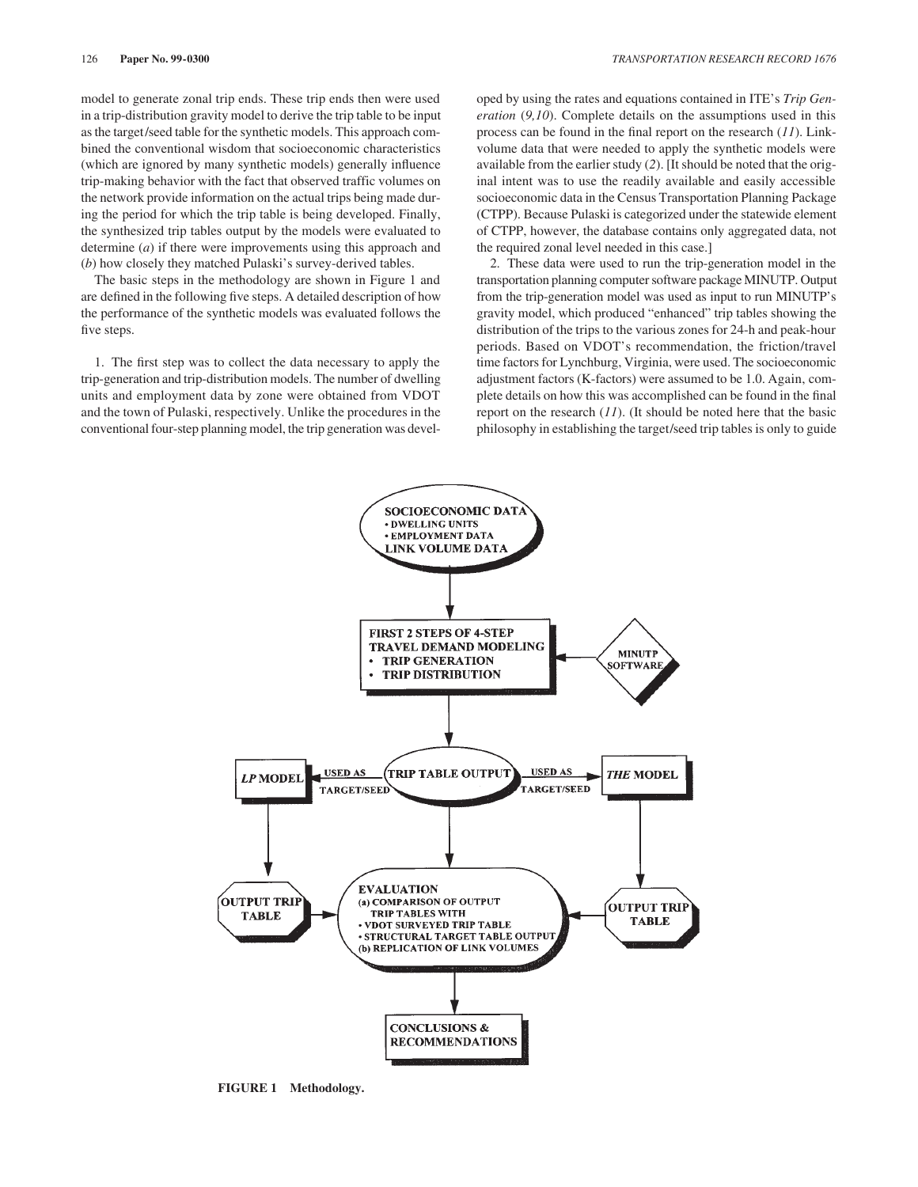model to generate zonal trip ends. These trip ends then were used in a trip-distribution gravity model to derive the trip table to be input as the target/seed table for the synthetic models. This approach combined the conventional wisdom that socioeconomic characteristics (which are ignored by many synthetic models) generally influence trip-making behavior with the fact that observed traffic volumes on the network provide information on the actual trips being made during the period for which the trip table is being developed. Finally, the synthesized trip tables output by the models were evaluated to determine (*a*) if there were improvements using this approach and (*b*) how closely they matched Pulaski's survey-derived tables.

The basic steps in the methodology are shown in Figure 1 and are defined in the following five steps. A detailed description of how the performance of the synthetic models was evaluated follows the five steps.

1. The first step was to collect the data necessary to apply the trip-generation and trip-distribution models. The number of dwelling units and employment data by zone were obtained from VDOT and the town of Pulaski, respectively. Unlike the procedures in the conventional four-step planning model, the trip generation was developed by using the rates and equations contained in ITE's *Trip Generation* (*9,10*). Complete details on the assumptions used in this process can be found in the final report on the research (*11*). Link-volume data that were needed to apply the synthetic models were available from the earlier study (*2*). [It should be noted that the original intent was to use the readily available and easily accessible socioeconomic data in the Census Transportation Planning Package (CTPP). Because Pulaski is categorized under the statewide element of CTPP, however, the database contains only aggregated data, not the required zonal level needed in this case.]

2. These data were used to run the trip-generation model in the transportation planning computer software package MINUTP. Output from the trip-generation model was used as input to run MINUTP's gravity model, which produced "enhanced" trip tables showing the distribution of the trips to the various zones for 24-h and peak-hour periods. Based on VDOT's recommendation, the friction/travel time factors for Lynchburg, Virginia, were used. The socioeconomic adjustment factors (K-factors) were assumed to be 1.0. Again, complete details on how this was accomplished can be found in the final report on the research (*11*). (It should be noted here that the basic philosophy in establishing the target/seed trip tables is only to guide

**FIGURE 1 Methodology.**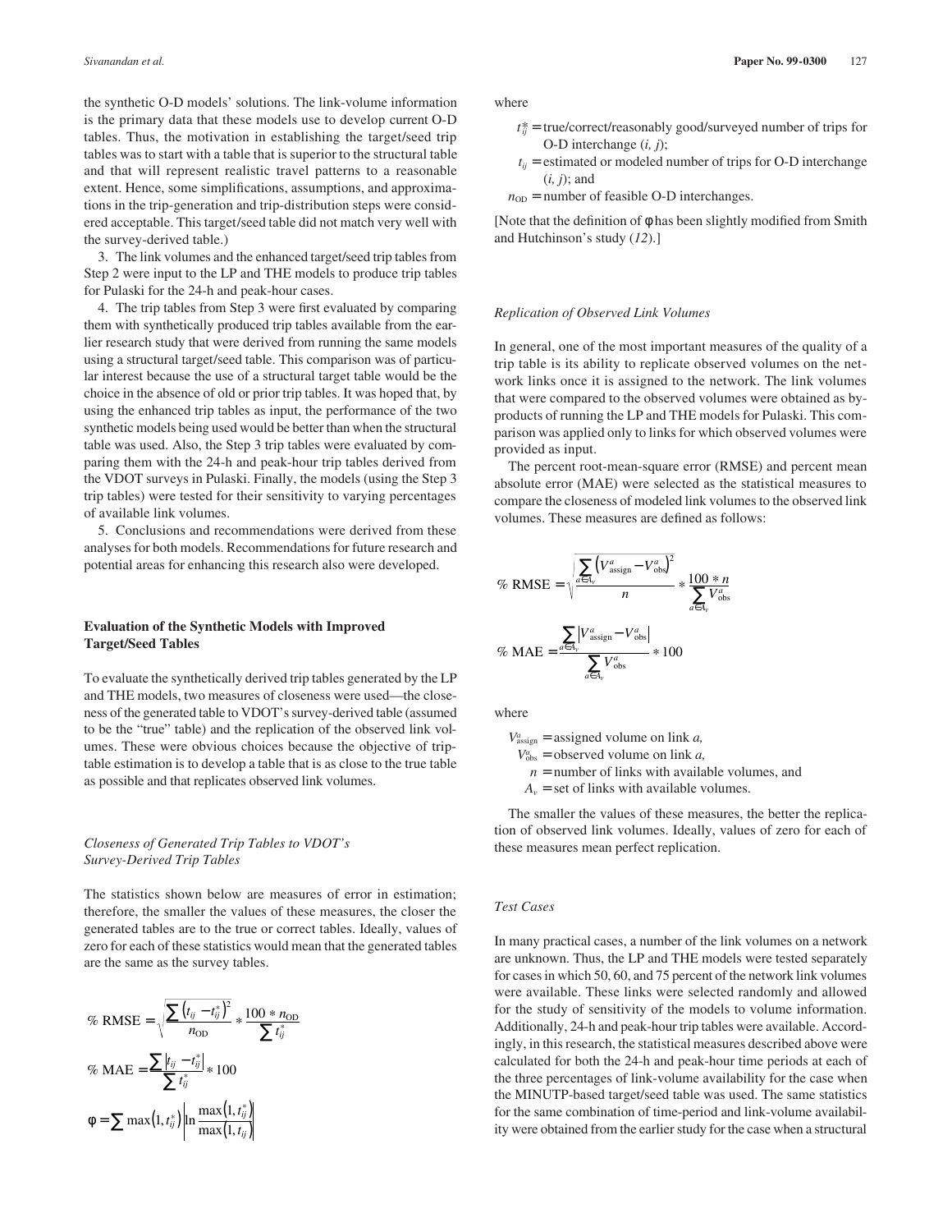the synthetic O-D models' solutions. The link-volume information is the primary data that these models use to develop current O-D tables. Thus, the motivation in establishing the target/seed trip tables was to start with a table that is superior to the structural table and that will represent realistic travel patterns to a reasonable extent. Hence, some simplifications, assumptions, and approximations in the trip-generation and trip-distribution steps were considered acceptable. This target/seed table did not match very well with the survey-derived table.)

3. The link volumes and the enhanced target/seed trip tables from Step 2 were input to the LP and THE models to produce trip tables for Pulaski for the 24-h and peak-hour cases.

4. The trip tables from Step 3 were first evaluated by comparing them with synthetically produced trip tables available from the earlier research study that were derived from running the same models using a structural target/seed table. This comparison was of particular interest because the use of a structural target table would be the choice in the absence of old or prior trip tables. It was hoped that, by using the enhanced trip tables as input, the performance of the two synthetic models being used would be better than when the structural table was used. Also, the Step 3 trip tables were evaluated by comparing them with the 24-h and peak-hour trip tables derived from the VDOT surveys in Pulaski. Finally, the models (using the Step 3 trip tables) were tested for their sensitivity to varying percentages of available link volumes.

5. Conclusions and recommendations were derived from these analyses for both models. Recommendations for future research and potential areas for enhancing this research also were developed.

## Evaluation of the Synthetic Models with Improved Target/Seed Tables

To evaluate the synthetically derived trip tables generated by the LP and THE models, two measures of closeness were used—the closeness of the generated table to VDOT's survey-derived table (assumed to be the "true" table) and the replication of the observed link volumes. These were obvious choices because the objective of trip-table estimation is to develop a table that is as close to the true table as possible and that replicates observed link volumes.

### *Closeness of Generated Trip Tables to VDOT's Survey-Derived Trip Tables*

The statistics shown below are measures of error in estimation; therefore, the smaller the values of these measures, the closer the generated tables are to the true or correct tables. Ideally, values of zero for each of these statistics would mean that the generated tables are the same as the survey tables.

$$\%\ \text{RMSE} = \sqrt{\frac{\sum \left(t_{ij} - t_{ij}^{*}\right)^2}{n_{\text{OD}}}} * \frac{100 * n_{\text{OD}}}{\sum t_{ij}^{*}}$$

$$\%\ \text{MAE} = \frac{\sum \left|t_{ij} - t_{ij}^{*}\right|}{\sum t_{ij}^{*}} * 100$$

$$\phi = \sum \max\left(1, t_{ij}^{*}\right) \left|\ln \frac{\max\left(1, t_{ij}^{*}\right)}{\max\left(1, t_{ij}\right)}\right|$$

where

$t_{ij}^{*}$ = true/correct/reasonably good/surveyed number of trips for O-D interchange $(i, j)$;
$t_{ij}$ = estimated or modeled number of trips for O-D interchange $(i, j)$; and
$n_{\text{OD}}$ = number of feasible O-D interchanges.

[Note that the definition of $\phi$ has been slightly modified from Smith and Hutchinson's study (*12*).]

### *Replication of Observed Link Volumes*

In general, one of the most important measures of the quality of a trip table is its ability to replicate observed volumes on the network links once it is assigned to the network. The link volumes that were compared to the observed volumes were obtained as byproducts of running the LP and THE models for Pulaski. This comparison was applied only to links for which observed volumes were provided as input.

The percent root-mean-square error (RMSE) and percent mean absolute error (MAE) were selected as the statistical measures to compare the closeness of modeled link volumes to the observed link volumes. These measures are defined as follows:

$$\%\ \text{RMSE} = \sqrt{\frac{\sum_{a \in A_v} \left(V_{\text{assign}}^{a} - V_{\text{obs}}^{a}\right)^2}{n}} * \frac{100 * n}{\sum_{a \in A_v} V_{\text{obs}}^{a}}$$

$$\%\ \text{MAE} = \frac{\sum_{a \in A_v} \left|V_{\text{assign}}^{a} - V_{\text{obs}}^{a}\right|}{\sum_{a \in A_v} V_{\text{obs}}^{a}} * 100$$

where

$V_{\text{assign}}^{a}$ = assigned volume on link $a$,
$V_{\text{obs}}^{a}$ = observed volume on link $a$,
$n$ = number of links with available volumes, and
$A_v$ = set of links with available volumes.

The smaller the values of these measures, the better the replication of observed link volumes. Ideally, values of zero for each of these measures mean perfect replication.

### *Test Cases*

In many practical cases, a number of the link volumes on a network are unknown. Thus, the LP and THE models were tested separately for cases in which 50, 60, and 75 percent of the network link volumes were available. These links were selected randomly and allowed for the study of sensitivity of the models to volume information. Additionally, 24-h and peak-hour trip tables were available. Accordingly, in this research, the statistical measures described above were calculated for both the 24-h and peak-hour time periods at each of the three percentages of link-volume availability for the case when the MINUTP-based target/seed table was used. The same statistics for the same combination of time-period and link-volume availability were obtained from the earlier study for the case when a structural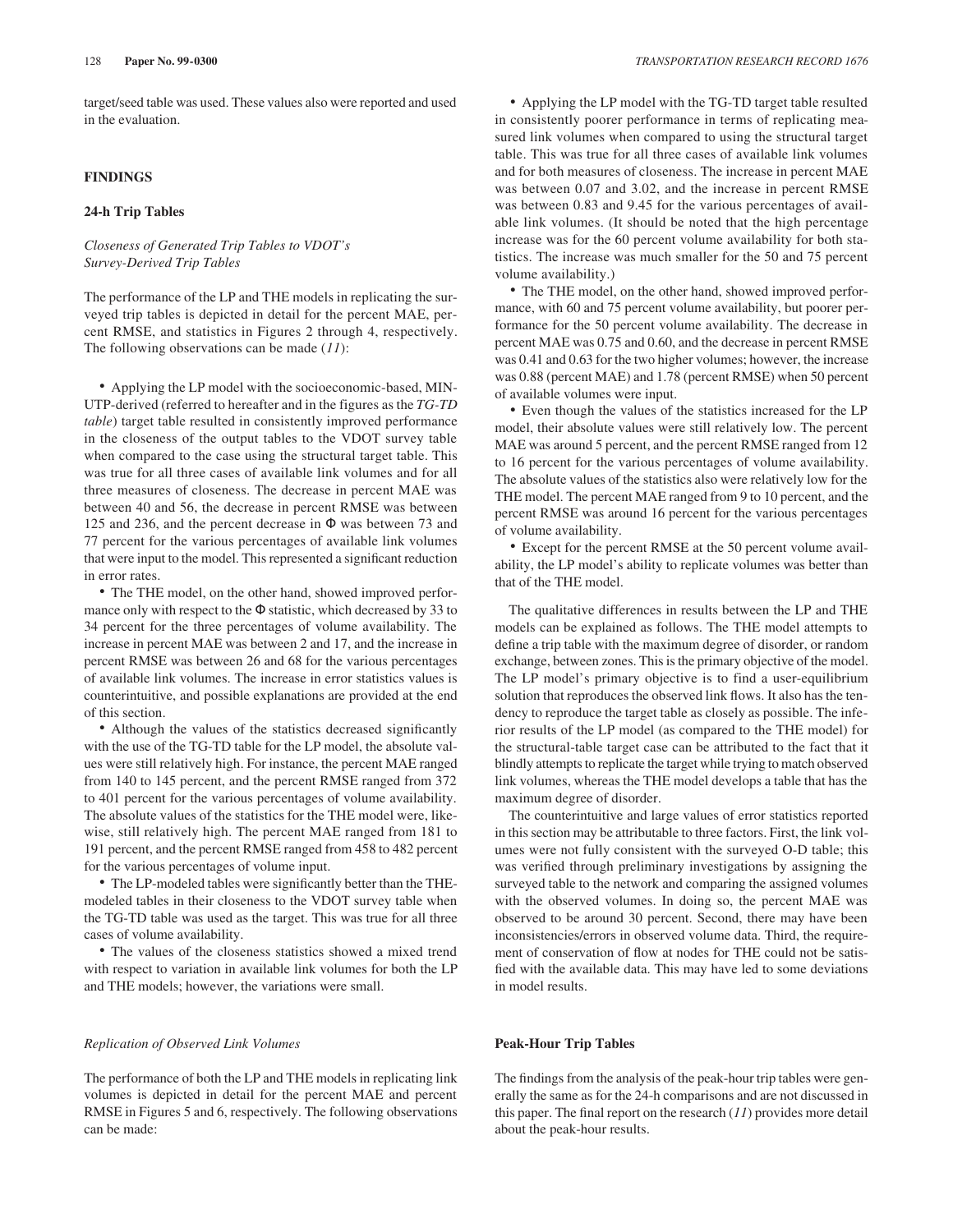target/seed table was used. These values also were reported and used in the evaluation.

## FINDINGS

### 24-h Trip Tables

#### *Closeness of Generated Trip Tables to VDOT's Survey-Derived Trip Tables*

The performance of the LP and THE models in replicating the surveyed trip tables is depicted in detail for the percent MAE, percent RMSE, and statistics in Figures 2 through 4, respectively. The following observations can be made (*11*):

- Applying the LP model with the socioeconomic-based, MINUTP-derived (referred to hereafter and in the figures as the *TG-TD table*) target table resulted in consistently improved performance in the closeness of the output tables to the VDOT survey table when compared to the case using the structural target table. This was true for all three cases of available link volumes and for all three measures of closeness. The decrease in percent MAE was between 40 and 56, the decrease in percent RMSE was between 125 and 236, and the percent decrease in $\Phi$ was between 73 and 77 percent for the various percentages of available link volumes that were input to the model. This represented a significant reduction in error rates.
- The THE model, on the other hand, showed improved performance only with respect to the $\Phi$ statistic, which decreased by 33 to 34 percent for the three percentages of volume availability. The increase in percent MAE was between 2 and 17, and the increase in percent RMSE was between 26 and 68 for the various percentages of available link volumes. The increase in error statistics values is counterintuitive, and possible explanations are provided at the end of this section.
- Although the values of the statistics decreased significantly with the use of the TG-TD table for the LP model, the absolute values were still relatively high. For instance, the percent MAE ranged from 140 to 145 percent, and the percent RMSE ranged from 372 to 401 percent for the various percentages of volume availability. The absolute values of the statistics for the THE model were, likewise, still relatively high. The percent MAE ranged from 181 to 191 percent, and the percent RMSE ranged from 458 to 482 percent for the various percentages of volume input.
- The LP-modeled tables were significantly better than the THE-modeled tables in their closeness to the VDOT survey table when the TG-TD table was used as the target. This was true for all three cases of volume availability.
- The values of the closeness statistics showed a mixed trend with respect to variation in available link volumes for both the LP and THE models; however, the variations were small.

#### *Replication of Observed Link Volumes*

The performance of both the LP and THE models in replicating link volumes is depicted in detail for the percent MAE and percent RMSE in Figures 5 and 6, respectively. The following observations can be made:

- Applying the LP model with the TG-TD target table resulted in consistently poorer performance in terms of replicating measured link volumes when compared to using the structural target table. This was true for all three cases of available link volumes and for both measures of closeness. The increase in percent MAE was between 0.07 and 3.02, and the increase in percent RMSE was between 0.83 and 9.45 for the various percentages of available link volumes. (It should be noted that the high percentage increase was for the 60 percent volume availability for both statistics. The increase was much smaller for the 50 and 75 percent volume availability.)
- The THE model, on the other hand, showed improved performance, with 60 and 75 percent volume availability, but poorer performance for the 50 percent volume availability. The decrease in percent MAE was 0.75 and 0.60, and the decrease in percent RMSE was 0.41 and 0.63 for the two higher volumes; however, the increase was 0.88 (percent MAE) and 1.78 (percent RMSE) when 50 percent of available volumes were input.
- Even though the values of the statistics increased for the LP model, their absolute values were still relatively low. The percent MAE was around 5 percent, and the percent RMSE ranged from 12 to 16 percent for the various percentages of volume availability. The absolute values of the statistics also were relatively low for the THE model. The percent MAE ranged from 9 to 10 percent, and the percent RMSE was around 16 percent for the various percentages of volume availability.
- Except for the percent RMSE at the 50 percent volume availability, the LP model's ability to replicate volumes was better than that of the THE model.

The qualitative differences in results between the LP and THE models can be explained as follows. The THE model attempts to define a trip table with the maximum degree of disorder, or random exchange, between zones. This is the primary objective of the model. The LP model's primary objective is to find a user-equilibrium solution that reproduces the observed link flows. It also has the tendency to reproduce the target table as closely as possible. The inferior results of the LP model (as compared to the THE model) for the structural-table target case can be attributed to the fact that it blindly attempts to replicate the target while trying to match observed link volumes, whereas the THE model develops a table that has the maximum degree of disorder.

The counterintuitive and large values of error statistics reported in this section may be attributable to three factors. First, the link volumes were not fully consistent with the surveyed O-D table; this was verified through preliminary investigations by assigning the surveyed table to the network and comparing the assigned volumes with the observed volumes. In doing so, the percent MAE was observed to be around 30 percent. Second, there may have been inconsistencies/errors in observed volume data. Third, the requirement of conservation of flow at nodes for THE could not be satisfied with the available data. This may have led to some deviations in model results.

### Peak-Hour Trip Tables

The findings from the analysis of the peak-hour trip tables were generally the same as for the 24-h comparisons and are not discussed in this paper. The final report on the research (*11*) provides more detail about the peak-hour results.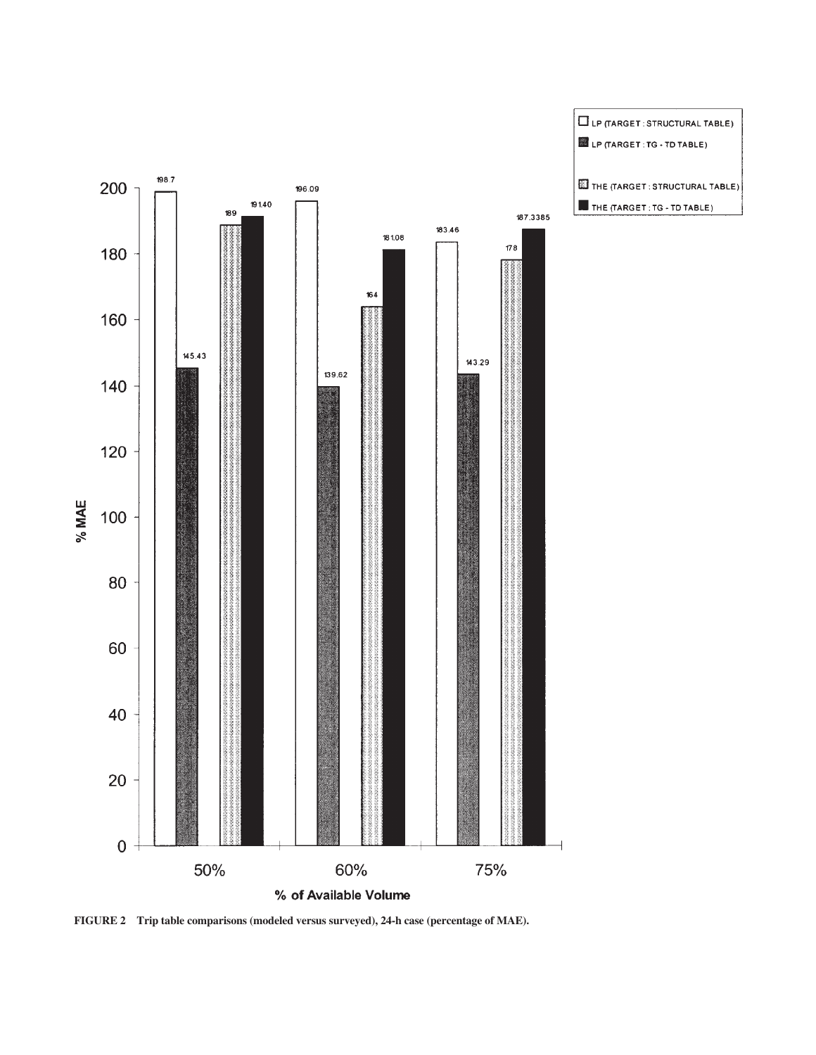FIGURE 2 Trip table comparisons (modeled versus surveyed), 24-h case (percentage of MAE).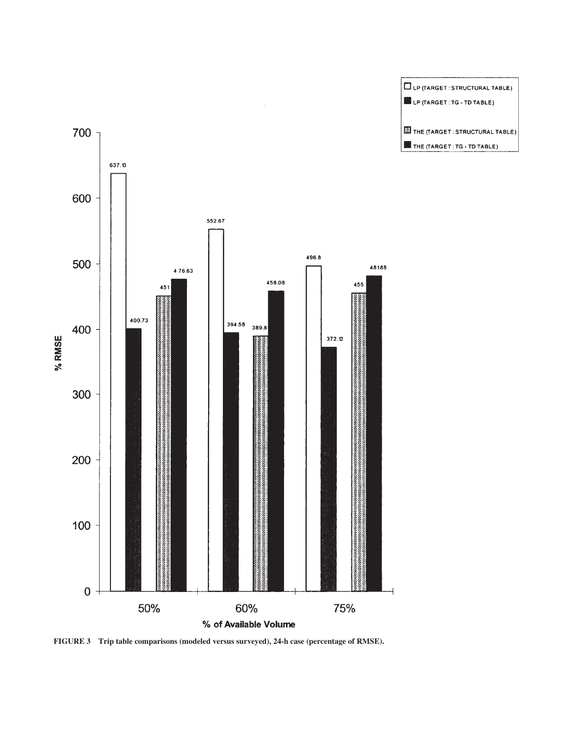FIGURE 3 Trip table comparisons (modeled versus surveyed), 24-h case (percentage of RMSE).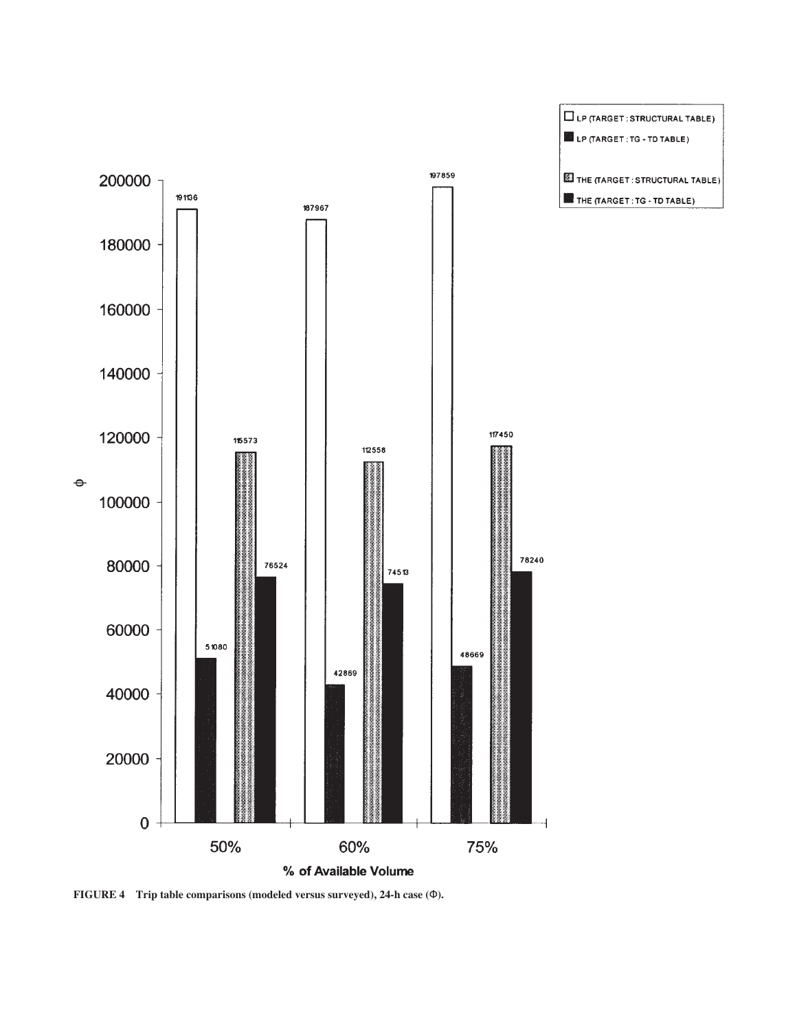FIGURE 4 Trip table comparisons (modeled versus surveyed), 24-h case (Φ).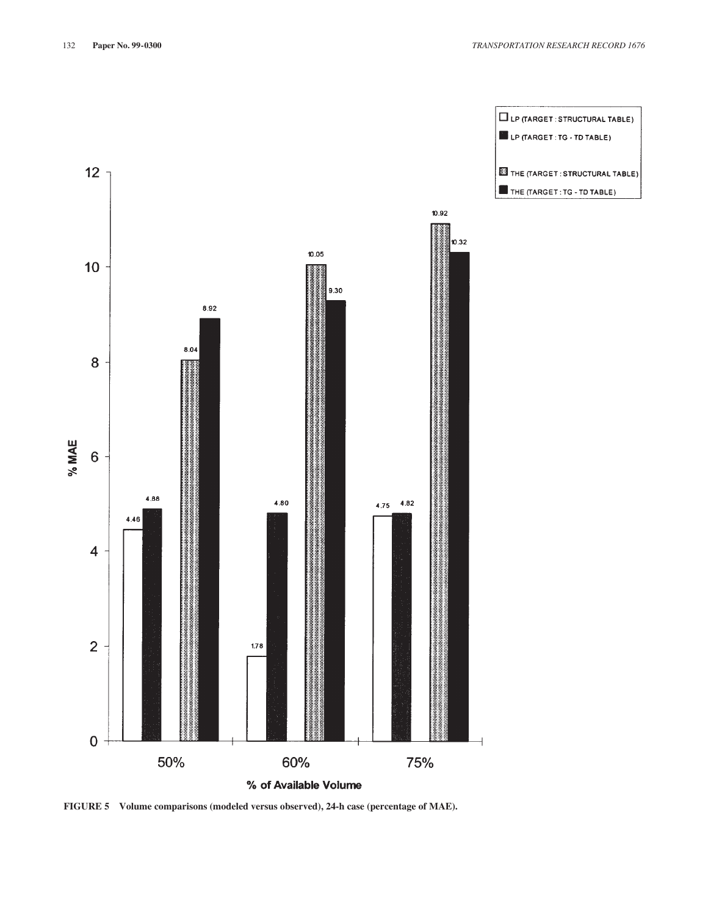FIGURE 5 Volume comparisons (modeled versus observed), 24-h case (percentage of MAE).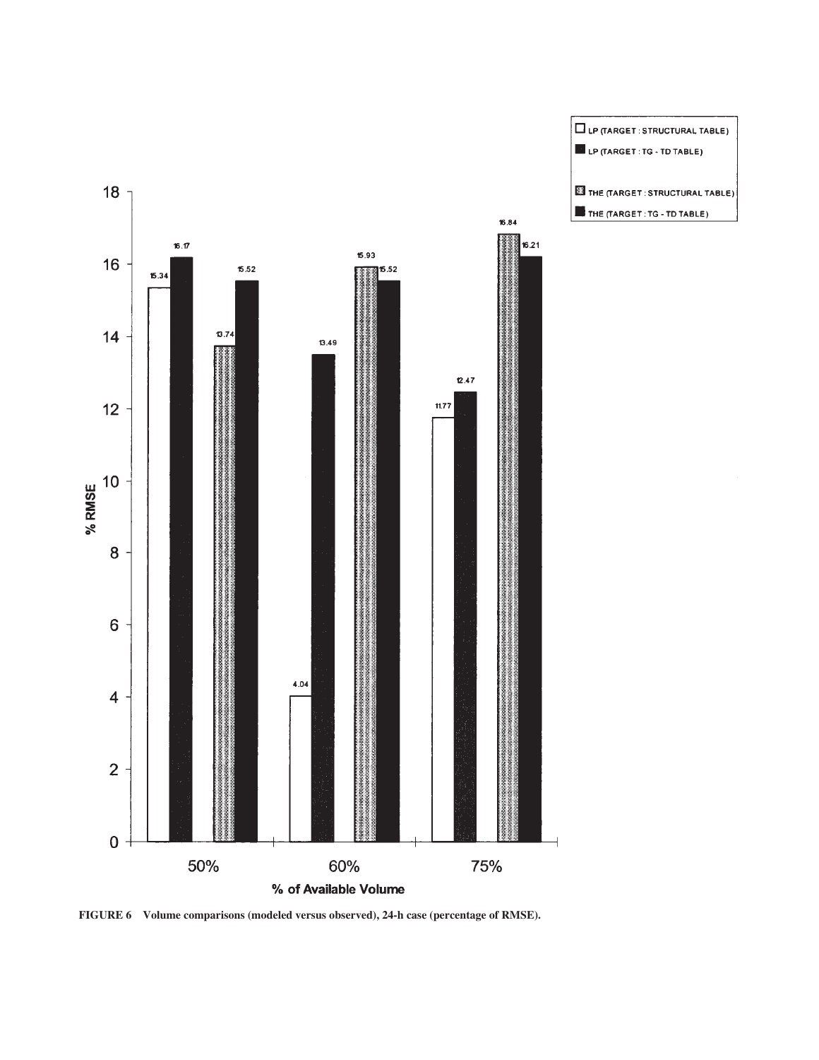FIGURE 6 Volume comparisons (modeled versus observed), 24-h case (percentage of RMSE).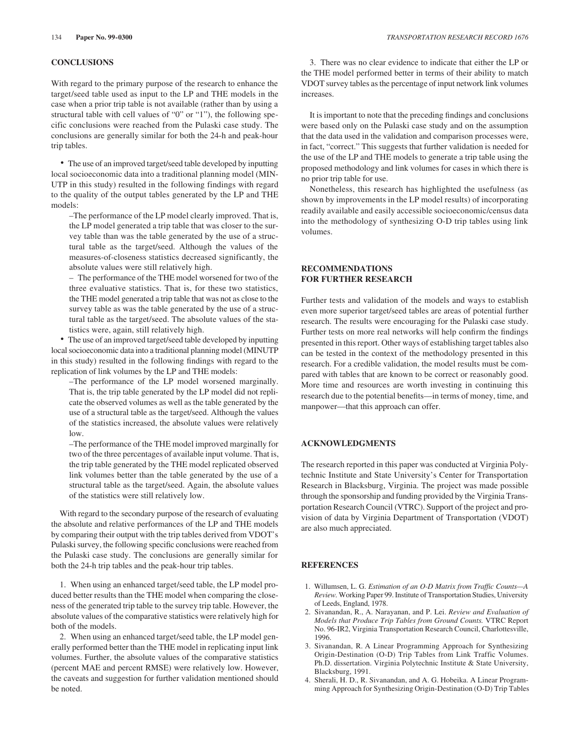## CONCLUSIONS

With regard to the primary purpose of the research to enhance the target/seed table used as input to the LP and THE models in the case when a prior trip table is not available (rather than by using a structural table with cell values of "0" or "1"), the following specific conclusions were reached from the Pulaski case study. The conclusions are generally similar for both the 24-h and peak-hour trip tables.

- The use of an improved target/seed table developed by inputting local socioeconomic data into a traditional planning model (MINUTP in this study) resulted in the following findings with regard to the quality of the output tables generated by the LP and THE models:
  - The performance of the LP model clearly improved. That is, the LP model generated a trip table that was closer to the survey table than was the table generated by the use of a structural table as the target/seed. Although the values of the measures-of-closeness statistics decreased significantly, the absolute values were still relatively high.
  - The performance of the THE model worsened for two of the three evaluative statistics. That is, for these two statistics, the THE model generated a trip table that was not as close to the survey table as was the table generated by the use of a structural table as the target/seed. The absolute values of the statistics were, again, still relatively high.
- The use of an improved target/seed table developed by inputting local socioeconomic data into a traditional planning model (MINUTP in this study) resulted in the following findings with regard to the replication of link volumes by the LP and THE models:
  - The performance of the LP model worsened marginally. That is, the trip table generated by the LP model did not replicate the observed volumes as well as the table generated by the use of a structural table as the target/seed. Although the values of the statistics increased, the absolute values were relatively low.
  - The performance of the THE model improved marginally for two of the three percentages of available input volume. That is, the trip table generated by the THE model replicated observed link volumes better than the table generated by the use of a structural table as the target/seed. Again, the absolute values of the statistics were still relatively low.

With regard to the secondary purpose of the research of evaluating the absolute and relative performances of the LP and THE models by comparing their output with the trip tables derived from VDOT's Pulaski survey, the following specific conclusions were reached from the Pulaski case study. The conclusions are generally similar for both the 24-h trip tables and the peak-hour trip tables.

1. When using an enhanced target/seed table, the LP model produced better results than the THE model when comparing the closeness of the generated trip table to the survey trip table. However, the absolute values of the comparative statistics were relatively high for both of the models.
2. When using an enhanced target/seed table, the LP model generally performed better than the THE model in replicating input link volumes. Further, the absolute values of the comparative statistics (percent MAE and percent RMSE) were relatively low. However, the caveats and suggestion for further validation mentioned should be noted.
3. There was no clear evidence to indicate that either the LP or the THE model performed better in terms of their ability to match VDOT survey tables as the percentage of input network link volumes increases.

It is important to note that the preceding findings and conclusions were based only on the Pulaski case study and on the assumption that the data used in the validation and comparison processes were, in fact, "correct." This suggests that further validation is needed for the use of the LP and THE models to generate a trip table using the proposed methodology and link volumes for cases in which there is no prior trip table for use.

Nonetheless, this research has highlighted the usefulness (as shown by improvements in the LP model results) of incorporating readily available and easily accessible socioeconomic/census data into the methodology of synthesizing O-D trip tables using link volumes.

## RECOMMENDATIONS FOR FURTHER RESEARCH

Further tests and validation of the models and ways to establish even more superior target/seed tables are areas of potential further research. The results were encouraging for the Pulaski case study. Further tests on more real networks will help confirm the findings presented in this report. Other ways of establishing target tables also can be tested in the context of the methodology presented in this research. For a credible validation, the model results must be compared with tables that are known to be correct or reasonably good. More time and resources are worth investing in continuing this research due to the potential benefits—in terms of money, time, and manpower—that this approach can offer.

## ACKNOWLEDGMENTS

The research reported in this paper was conducted at Virginia Polytechnic Institute and State University's Center for Transportation Research in Blacksburg, Virginia. The project was made possible through the sponsorship and funding provided by the Virginia Transportation Research Council (VTRC). Support of the project and provision of data by Virginia Department of Transportation (VDOT) are also much appreciated.

## REFERENCES

1. Willumsen, L. G. *Estimation of an O-D Matrix from Traffic Counts—A Review.* Working Paper 99. Institute of Transportation Studies, University of Leeds, England, 1978.
2. Sivanandan, R., A. Narayanan, and P. Lei. *Review and Evaluation of Models that Produce Trip Tables from Ground Counts.* VTRC Report No. 96-IR2, Virginia Transportation Research Council, Charlottesville, 1996.
3. Sivanandan, R. A Linear Programming Approach for Synthesizing Origin-Destination (O-D) Trip Tables from Link Traffic Volumes. Ph.D. dissertation. Virginia Polytechnic Institute & State University, Blacksburg, 1991.
4. Sherali, H. D., R. Sivanandan, and A. G. Hobeika. A Linear Programming Approach for Synthesizing Origin-Destination (O-D) Trip Tables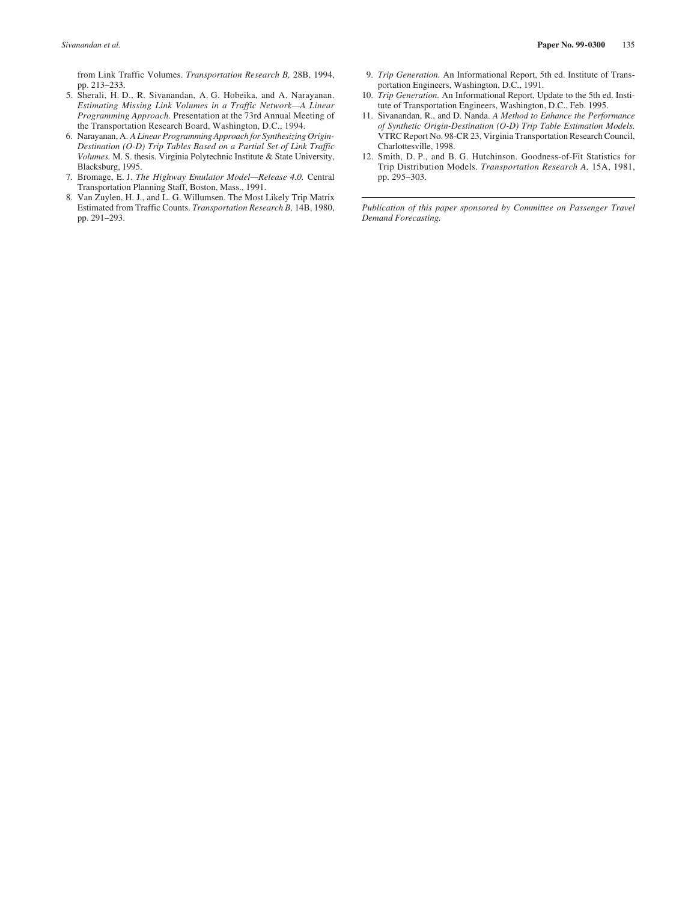from Link Traffic Volumes. *Transportation Research B,* 28B, 1994, pp. 213–233.

5. Sherali, H. D., R. Sivanandan, A. G. Hobeika, and A. Narayanan. *Estimating Missing Link Volumes in a Traffic Network—A Linear Programming Approach.* Presentation at the 73rd Annual Meeting of the Transportation Research Board, Washington, D.C., 1994.
6. Narayanan, A. *A Linear Programming Approach for Synthesizing Origin-Destination (O-D) Trip Tables Based on a Partial Set of Link Traffic Volumes.* M. S. thesis. Virginia Polytechnic Institute & State University, Blacksburg, 1995.
7. Bromage, E. J. *The Highway Emulator Model—Release 4.0.* Central Transportation Planning Staff, Boston, Mass., 1991.
8. Van Zuylen, H. J., and L. G. Willumsen. The Most Likely Trip Matrix Estimated from Traffic Counts. *Transportation Research B,* 14B, 1980, pp. 291–293.
9. *Trip Generation.* An Informational Report, 5th ed. Institute of Transportation Engineers, Washington, D.C., 1991.
10. *Trip Generation.* An Informational Report, Update to the 5th ed. Institute of Transportation Engineers, Washington, D.C., Feb. 1995.
11. Sivanandan, R., and D. Nanda. *A Method to Enhance the Performance of Synthetic Origin-Destination (O-D) Trip Table Estimation Models.* VTRC Report No. 98-CR 23, Virginia Transportation Research Council, Charlottesville, 1998.
12. Smith, D. P., and B. G. Hutchinson. Goodness-of-Fit Statistics for Trip Distribution Models. *Transportation Research A,* 15A, 1981, pp. 295–303.

---

*Publication of this paper sponsored by Committee on Passenger Travel Demand Forecasting.*